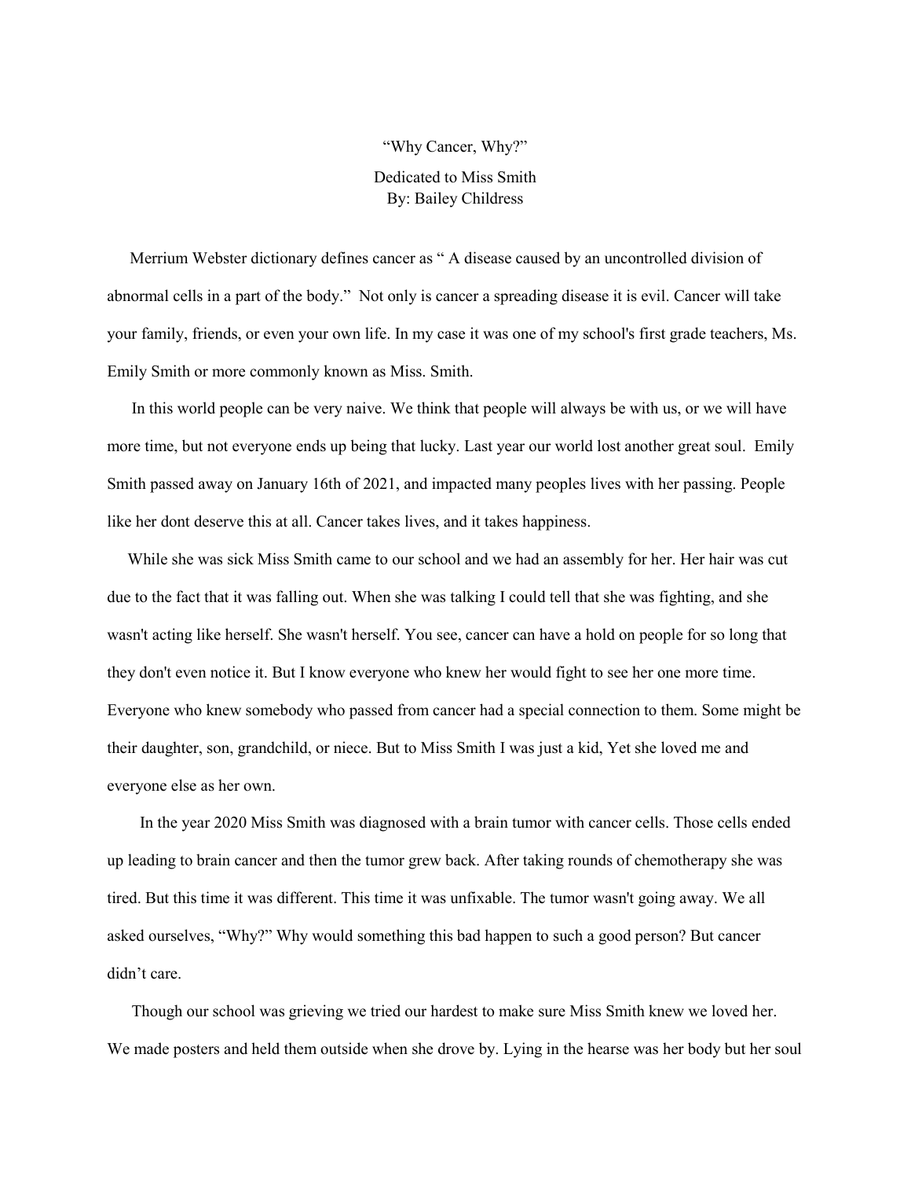# "Why Cancer, Why?"

Dedicated to Miss Smith
By: Bailey Childress

Merrium Webster dictionary defines cancer as " A disease caused by an uncontrolled division of abnormal cells in a part of the body." Not only is cancer a spreading disease it is evil. Cancer will take your family, friends, or even your own life. In my case it was one of my school's first grade teachers, Ms. Emily Smith or more commonly known as Miss. Smith.

In this world people can be very naive. We think that people will always be with us, or we will have more time, but not everyone ends up being that lucky. Last year our world lost another great soul. Emily Smith passed away on January 16th of 2021, and impacted many peoples lives with her passing. People like her dont deserve this at all. Cancer takes lives, and it takes happiness.

While she was sick Miss Smith came to our school and we had an assembly for her. Her hair was cut due to the fact that it was falling out. When she was talking I could tell that she was fighting, and she wasn't acting like herself. She wasn't herself. You see, cancer can have a hold on people for so long that they don't even notice it. But I know everyone who knew her would fight to see her one more time. Everyone who knew somebody who passed from cancer had a special connection to them. Some might be their daughter, son, grandchild, or niece. But to Miss Smith I was just a kid, Yet she loved me and everyone else as her own.

In the year 2020 Miss Smith was diagnosed with a brain tumor with cancer cells. Those cells ended up leading to brain cancer and then the tumor grew back. After taking rounds of chemotherapy she was tired. But this time it was different. This time it was unfixable. The tumor wasn't going away. We all asked ourselves, "Why?" Why would something this bad happen to such a good person? But cancer didn't care.

Though our school was grieving we tried our hardest to make sure Miss Smith knew we loved her. We made posters and held them outside when she drove by. Lying in the hearse was her body but her soul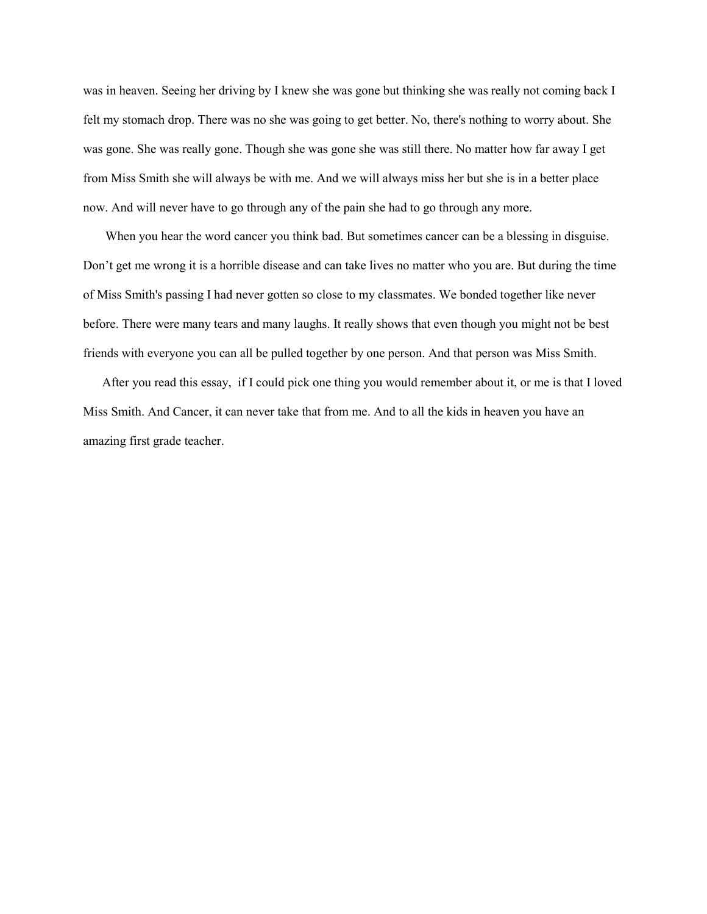was in heaven. Seeing her driving by I knew she was gone but thinking she was really not coming back I felt my stomach drop. There was no she was going to get better. No, there's nothing to worry about. She was gone. She was really gone. Though she was gone she was still there. No matter how far away I get from Miss Smith she will always be with me. And we will always miss her but she is in a better place now. And will never have to go through any of the pain she had to go through any more.

When you hear the word cancer you think bad. But sometimes cancer can be a blessing in disguise. Don't get me wrong it is a horrible disease and can take lives no matter who you are. But during the time of Miss Smith's passing I had never gotten so close to my classmates. We bonded together like never before. There were many tears and many laughs. It really shows that even though you might not be best friends with everyone you can all be pulled together by one person. And that person was Miss Smith.

After you read this essay, if I could pick one thing you would remember about it, or me is that I loved Miss Smith. And Cancer, it can never take that from me. And to all the kids in heaven you have an amazing first grade teacher.